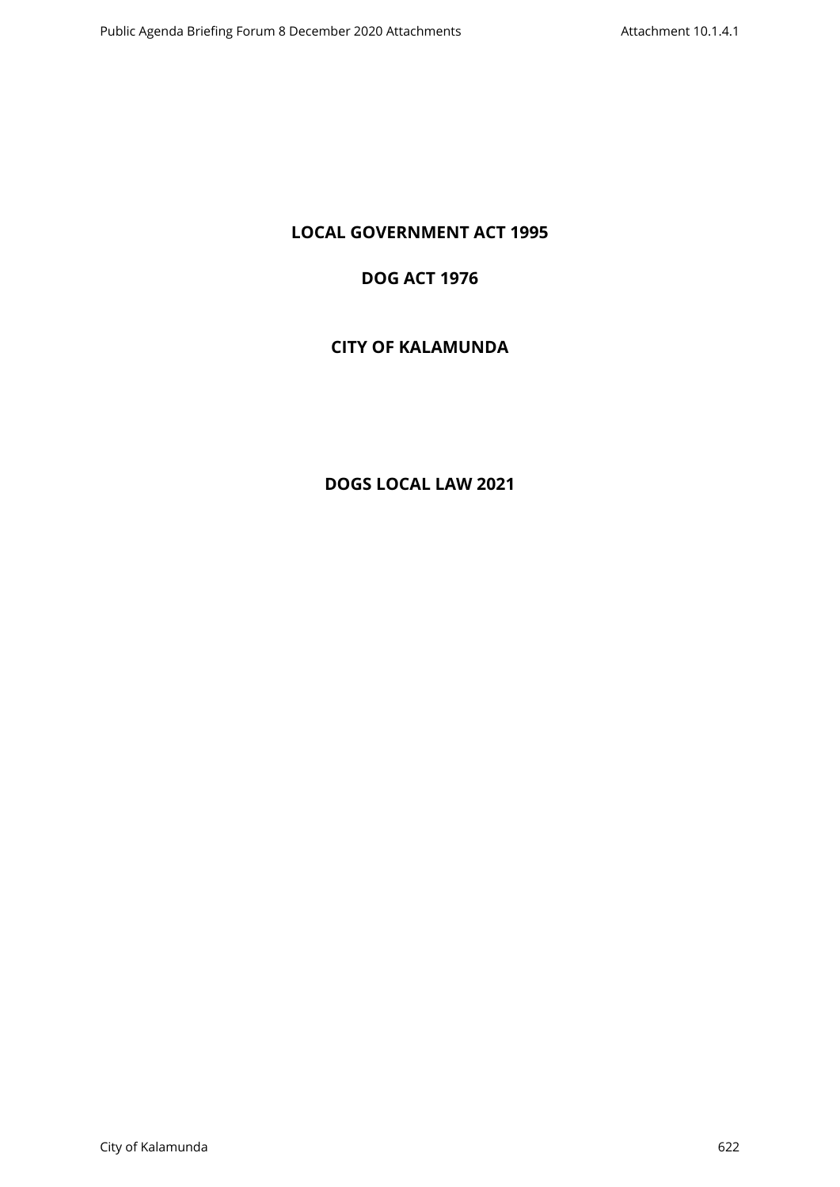**LOCAL GOVERNMENT ACT 1995**

**DOG ACT 1976**

**CITY OF KALAMUNDA**

# DOGS LOCAL LAW 2021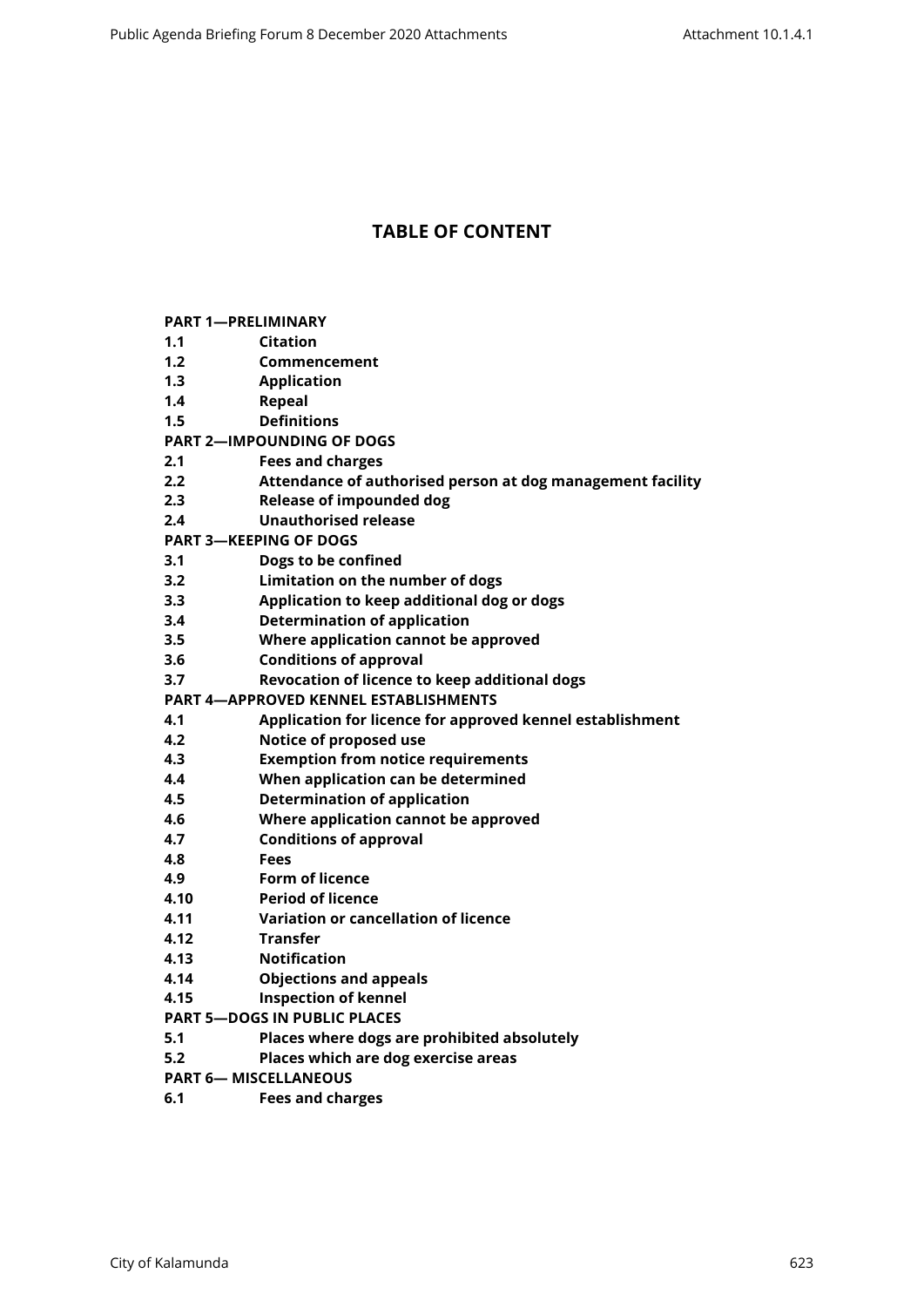# TABLE OF CONTENT

**PART 1—PRELIMINARY**

**1.1 Citation**
**1.2 Commencement**
**1.3 Application**
**1.4 Repeal**
**1.5 Definitions**

**PART 2—IMPOUNDING OF DOGS**

**2.1 Fees and charges**
**2.2 Attendance of authorised person at dog management facility**
**2.3 Release of impounded dog**
**2.4 Unauthorised release**

**PART 3—KEEPING OF DOGS**

**3.1 Dogs to be confined**
**3.2 Limitation on the number of dogs**
**3.3 Application to keep additional dog or dogs**
**3.4 Determination of application**
**3.5 Where application cannot be approved**
**3.6 Conditions of approval**
**3.7 Revocation of licence to keep additional dogs**

**PART 4—APPROVED KENNEL ESTABLISHMENTS**

**4.1 Application for licence for approved kennel establishment**
**4.2 Notice of proposed use**
**4.3 Exemption from notice requirements**
**4.4 When application can be determined**
**4.5 Determination of application**
**4.6 Where application cannot be approved**
**4.7 Conditions of approval**
**4.8 Fees**
**4.9 Form of licence**
**4.10 Period of licence**
**4.11 Variation or cancellation of licence**
**4.12 Transfer**
**4.13 Notification**
**4.14 Objections and appeals**
**4.15 Inspection of kennel**

**PART 5—DOGS IN PUBLIC PLACES**

**5.1 Places where dogs are prohibited absolutely**
**5.2 Places which are dog exercise areas**

**PART 6— MISCELLANEOUS**

**6.1 Fees and charges**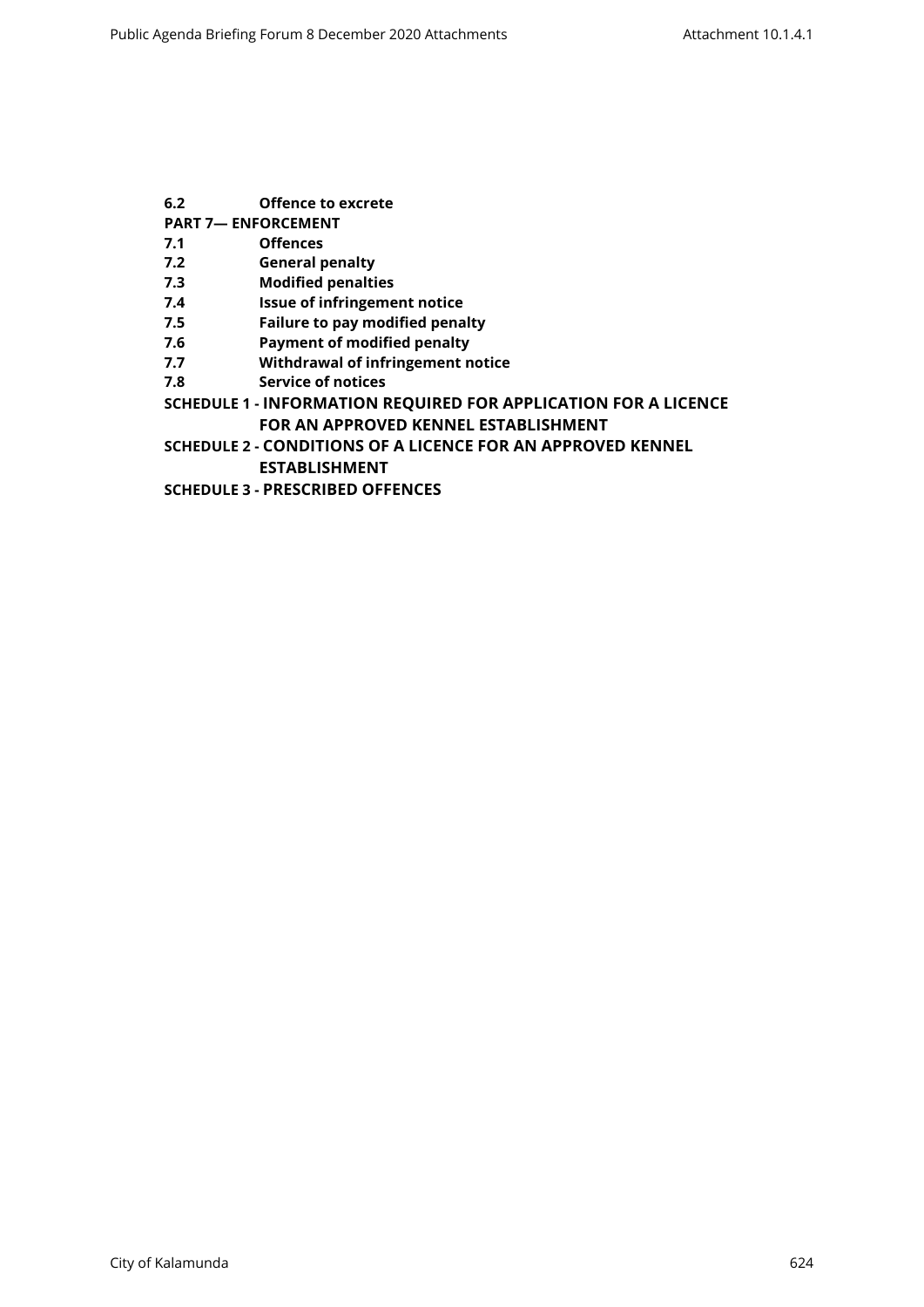**6.2 Offence to excrete**

**PART 7— ENFORCEMENT**

**7.1 Offences**

**7.2 General penalty**

**7.3 Modified penalties**

**7.4 Issue of infringement notice**

**7.5 Failure to pay modified penalty**

**7.6 Payment of modified penalty**

**7.7 Withdrawal of infringement notice**

**7.8 Service of notices**

**SCHEDULE 1 - INFORMATION REQUIRED FOR APPLICATION FOR A LICENCE FOR AN APPROVED KENNEL ESTABLISHMENT**

**SCHEDULE 2 - CONDITIONS OF A LICENCE FOR AN APPROVED KENNEL ESTABLISHMENT**

**SCHEDULE 3 - PRESCRIBED OFFENCES**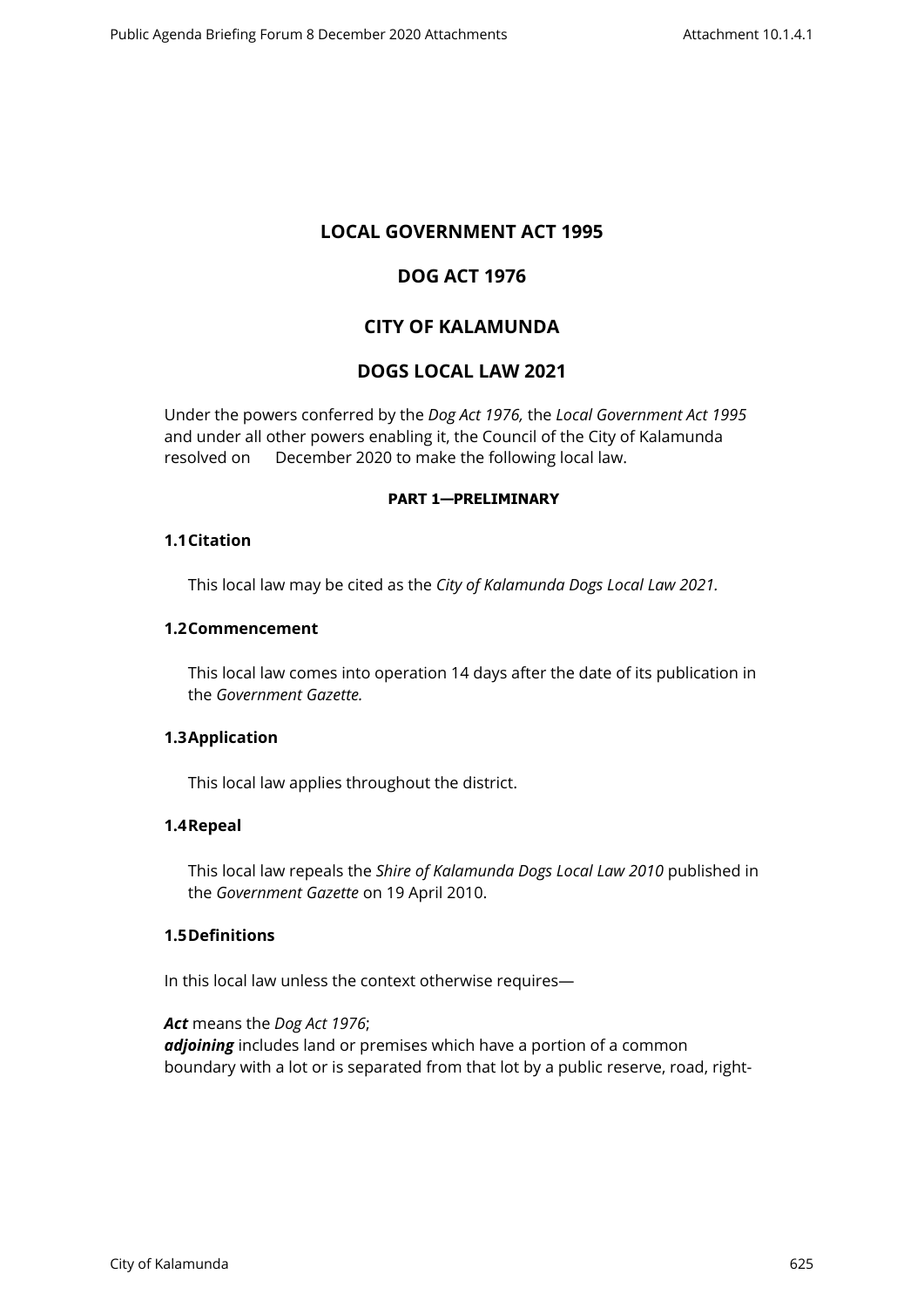# LOCAL GOVERNMENT ACT 1995

# DOG ACT 1976

# CITY OF KALAMUNDA

# DOGS LOCAL LAW 2021

Under the powers conferred by the *Dog Act 1976,* the *Local Government Act 1995* and under all other powers enabling it, the Council of the City of Kalamunda resolved on      December 2020 to make the following local law.

#### PART 1—PRELIMINARY

### 1.1 Citation

This local law may be cited as the *City of Kalamunda Dogs Local Law 2021.*

### 1.2 Commencement

This local law comes into operation 14 days after the date of its publication in the *Government Gazette.*

### 1.3 Application

This local law applies throughout the district.

### 1.4 Repeal

This local law repeals the *Shire of Kalamunda Dogs Local Law 2010* published in the *Government Gazette* on 19 April 2010.

### 1.5 Definitions

In this local law unless the context otherwise requires—

***Act*** means the *Dog Act 1976*;
***adjoining*** includes land or premises which have a portion of a common boundary with a lot or is separated from that lot by a public reserve, road, right-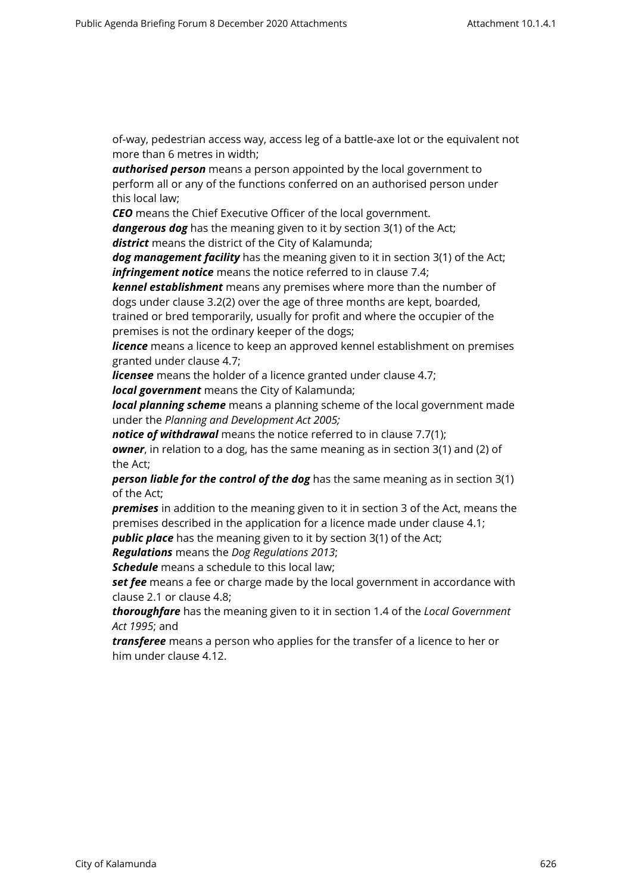of-way, pedestrian access way, access leg of a battle-axe lot or the equivalent not more than 6 metres in width;

***authorised person*** means a person appointed by the local government to perform all or any of the functions conferred on an authorised person under this local law;

***CEO*** means the Chief Executive Officer of the local government.

***dangerous dog*** has the meaning given to it by section 3(1) of the Act;

***district*** means the district of the City of Kalamunda;

***dog management facility*** has the meaning given to it in section 3(1) of the Act;

***infringement notice*** means the notice referred to in clause 7.4;

***kennel establishment*** means any premises where more than the number of dogs under clause 3.2(2) over the age of three months are kept, boarded, trained or bred temporarily, usually for profit and where the occupier of the premises is not the ordinary keeper of the dogs;

***licence*** means a licence to keep an approved kennel establishment on premises granted under clause 4.7;

***licensee*** means the holder of a licence granted under clause 4.7;

***local government*** means the City of Kalamunda;

***local planning scheme*** means a planning scheme of the local government made under the *Planning and Development Act 2005;*

***notice of withdrawal*** means the notice referred to in clause 7.7(1);

***owner***, in relation to a dog, has the same meaning as in section 3(1) and (2) of the Act;

***person liable for the control of the dog*** has the same meaning as in section 3(1) of the Act;

***premises*** in addition to the meaning given to it in section 3 of the Act, means the premises described in the application for a licence made under clause 4.1;

***public place*** has the meaning given to it by section 3(1) of the Act;

***Regulations*** means the *Dog Regulations 2013*;

***Schedule*** means a schedule to this local law;

***set fee*** means a fee or charge made by the local government in accordance with clause 2.1 or clause 4.8;

***thoroughfare*** has the meaning given to it in section 1.4 of the *Local Government Act 1995*; and

***transferee*** means a person who applies for the transfer of a licence to her or him under clause 4.12.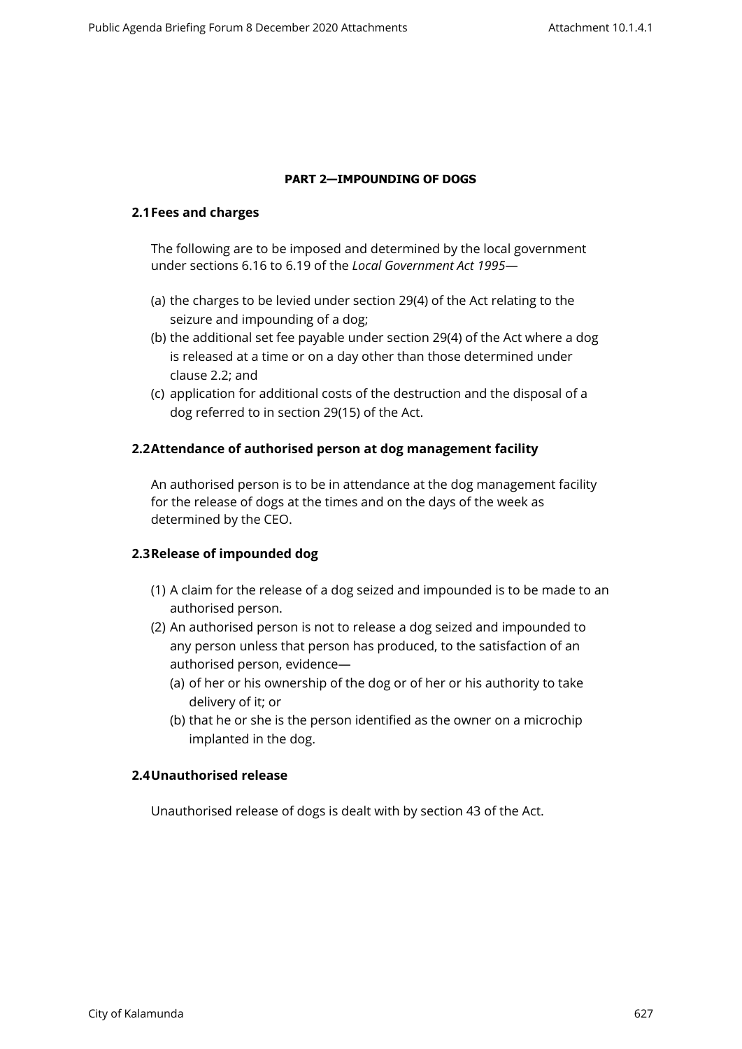## PART 2—IMPOUNDING OF DOGS

### 2.1 Fees and charges

The following are to be imposed and determined by the local government under sections 6.16 to 6.19 of the *Local Government Act 1995*—

(a) the charges to be levied under section 29(4) of the Act relating to the seizure and impounding of a dog;

(b) the additional set fee payable under section 29(4) of the Act where a dog is released at a time or on a day other than those determined under clause 2.2; and

(c) application for additional costs of the destruction and the disposal of a dog referred to in section 29(15) of the Act.

### 2.2 Attendance of authorised person at dog management facility

An authorised person is to be in attendance at the dog management facility for the release of dogs at the times and on the days of the week as determined by the CEO.

### 2.3 Release of impounded dog

(1) A claim for the release of a dog seized and impounded is to be made to an authorised person.

(2) An authorised person is not to release a dog seized and impounded to any person unless that person has produced, to the satisfaction of an authorised person, evidence—

   (a) of her or his ownership of the dog or of her or his authority to take delivery of it; or

   (b) that he or she is the person identified as the owner on a microchip implanted in the dog.

### 2.4 Unauthorised release

Unauthorised release of dogs is dealt with by section 43 of the Act.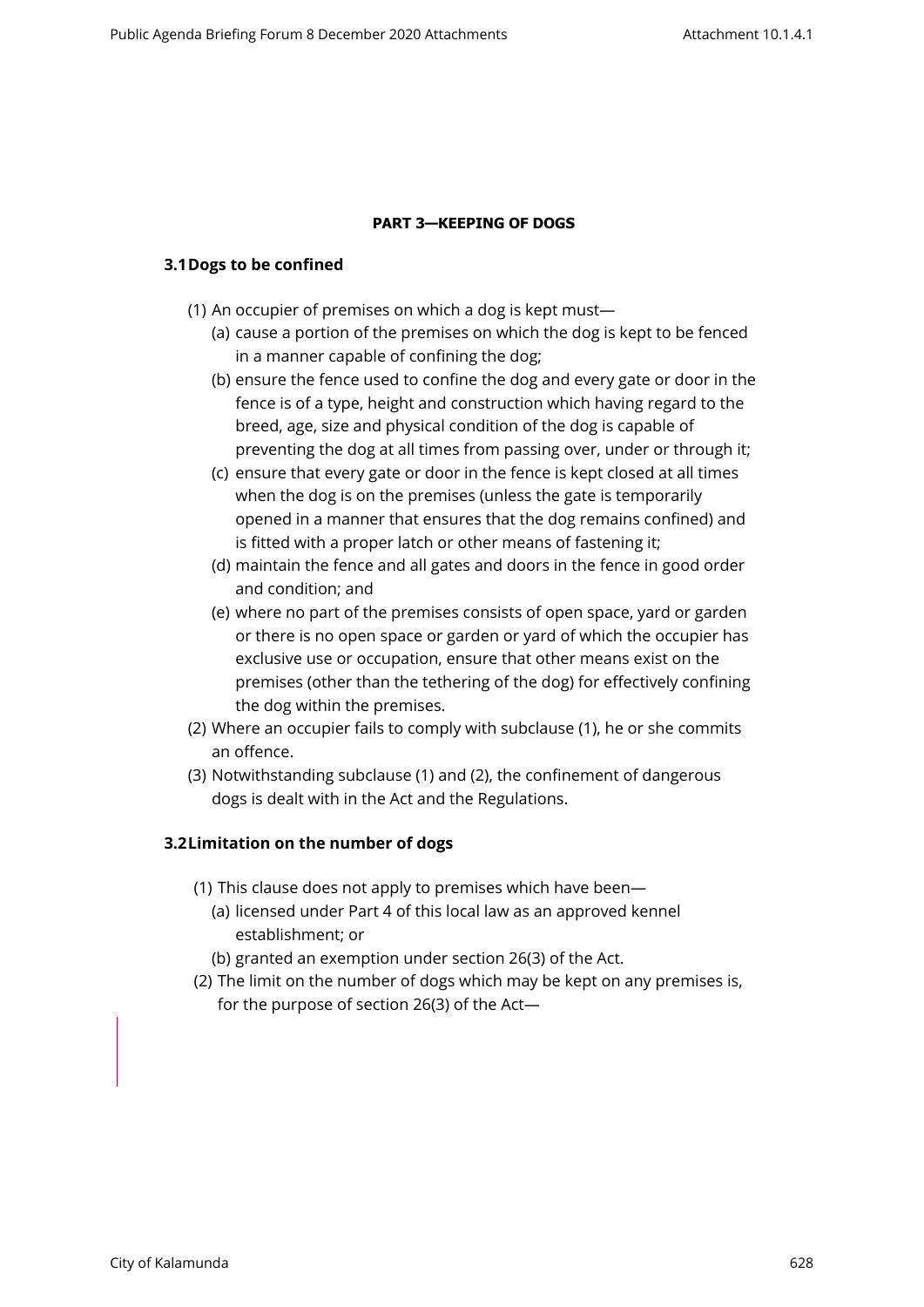## PART 3—KEEPING OF DOGS

### 3.1 Dogs to be confined

(1) An occupier of premises on which a dog is kept must—

(a) cause a portion of the premises on which the dog is kept to be fenced in a manner capable of confining the dog;

(b) ensure the fence used to confine the dog and every gate or door in the fence is of a type, height and construction which having regard to the breed, age, size and physical condition of the dog is capable of preventing the dog at all times from passing over, under or through it;

(c) ensure that every gate or door in the fence is kept closed at all times when the dog is on the premises (unless the gate is temporarily opened in a manner that ensures that the dog remains confined) and is fitted with a proper latch or other means of fastening it;

(d) maintain the fence and all gates and doors in the fence in good order and condition; and

(e) where no part of the premises consists of open space, yard or garden or there is no open space or garden or yard of which the occupier has exclusive use or occupation, ensure that other means exist on the premises (other than the tethering of the dog) for effectively confining the dog within the premises.

(2) Where an occupier fails to comply with subclause (1), he or she commits an offence.

(3) Notwithstanding subclause (1) and (2), the confinement of dangerous dogs is dealt with in the Act and the Regulations.

### 3.2 Limitation on the number of dogs

(1) This clause does not apply to premises which have been—

(a) licensed under Part 4 of this local law as an approved kennel establishment; or

(b) granted an exemption under section 26(3) of the Act.

(2) The limit on the number of dogs which may be kept on any premises is, for the purpose of section 26(3) of the Act—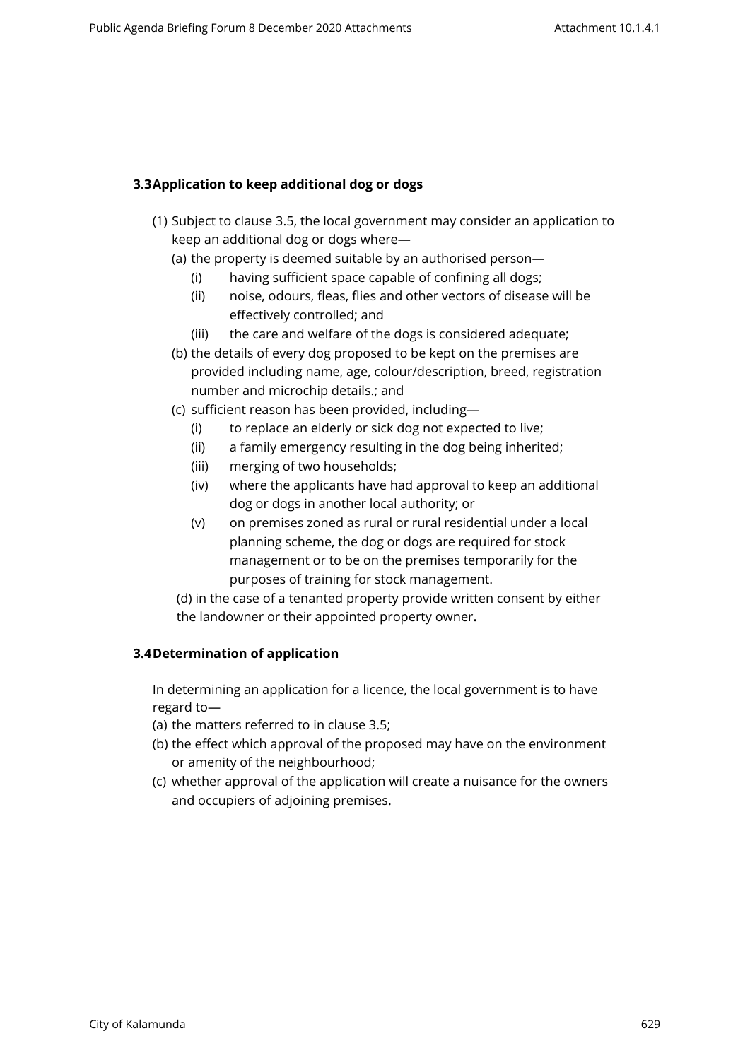### 3.3 Application to keep additional dog or dogs

(1) Subject to clause 3.5, the local government may consider an application to keep an additional dog or dogs where—

- (a) the property is deemed suitable by an authorised person—
  - (i) having sufficient space capable of confining all dogs;
  - (ii) noise, odours, fleas, flies and other vectors of disease will be effectively controlled; and
  - (iii) the care and welfare of the dogs is considered adequate;
- (b) the details of every dog proposed to be kept on the premises are provided including name, age, colour/description, breed, registration number and microchip details.; and
- (c) sufficient reason has been provided, including—
  - (i) to replace an elderly or sick dog not expected to live;
  - (ii) a family emergency resulting in the dog being inherited;
  - (iii) merging of two households;
  - (iv) where the applicants have had approval to keep an additional dog or dogs in another local authority; or
  - (v) on premises zoned as rural or rural residential under a local planning scheme, the dog or dogs are required for stock management or to be on the premises temporarily for the purposes of training for stock management.
- (d) in the case of a tenanted property provide written consent by either the landowner or their appointed property owner**.**

### 3.4 Determination of application

In determining an application for a licence, the local government is to have regard to—

- (a) the matters referred to in clause 3.5;
- (b) the effect which approval of the proposed may have on the environment or amenity of the neighbourhood;
- (c) whether approval of the application will create a nuisance for the owners and occupiers of adjoining premises.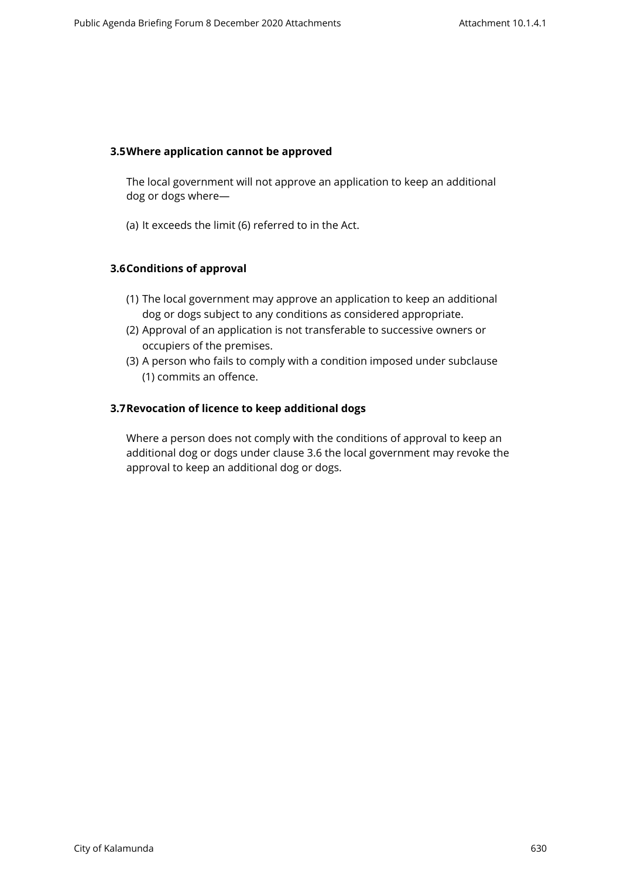### 3.5 Where application cannot be approved

The local government will not approve an application to keep an additional dog or dogs where—

(a) It exceeds the limit (6) referred to in the Act.

### 3.6 Conditions of approval

(1) The local government may approve an application to keep an additional dog or dogs subject to any conditions as considered appropriate.
(2) Approval of an application is not transferable to successive owners or occupiers of the premises.
(3) A person who fails to comply with a condition imposed under subclause (1) commits an offence.

### 3.7 Revocation of licence to keep additional dogs

Where a person does not comply with the conditions of approval to keep an additional dog or dogs under clause 3.6 the local government may revoke the approval to keep an additional dog or dogs.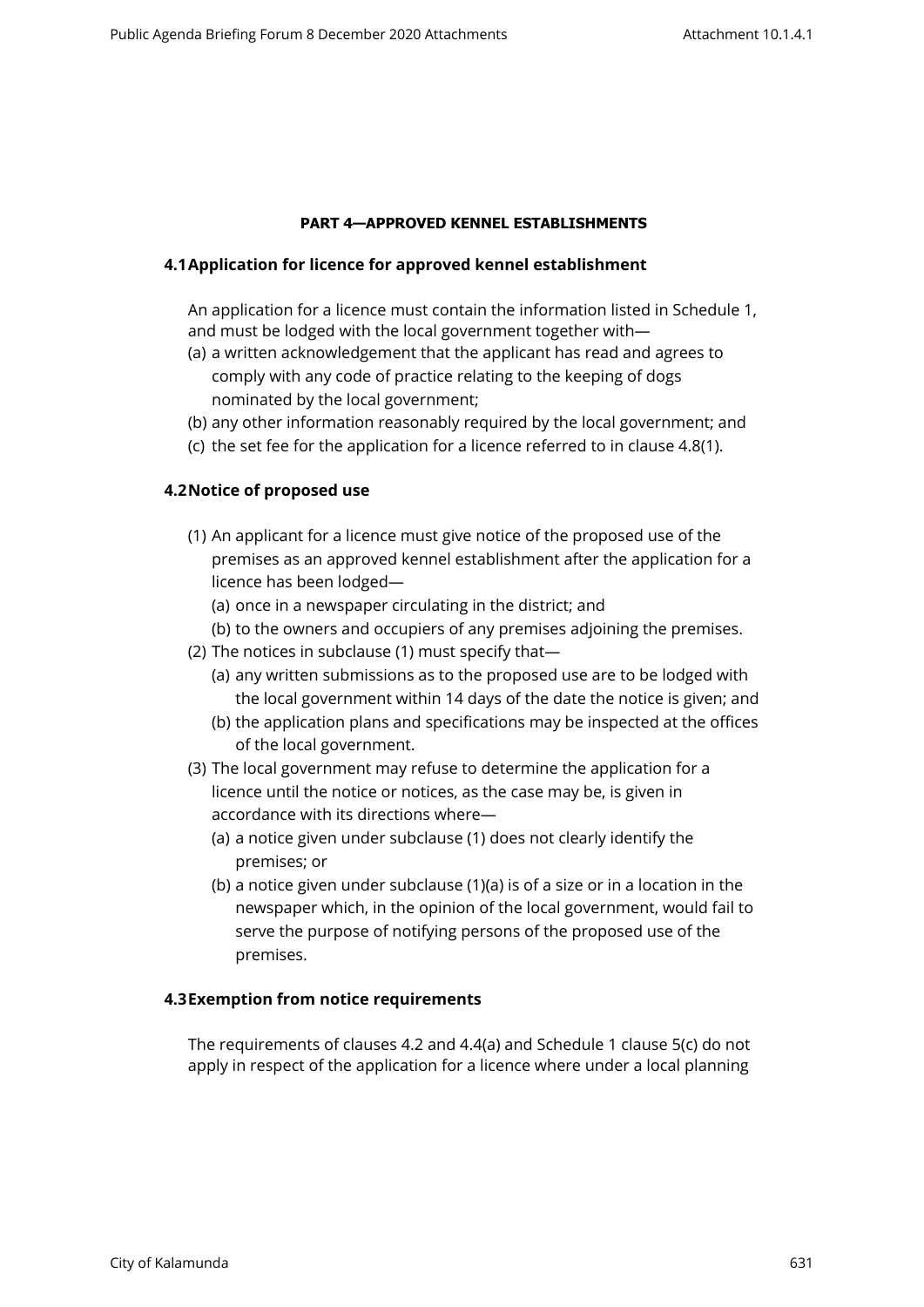## PART 4—APPROVED KENNEL ESTABLISHMENTS

### 4.1 Application for licence for approved kennel establishment

An application for a licence must contain the information listed in Schedule 1, and must be lodged with the local government together with—

(a) a written acknowledgement that the applicant has read and agrees to comply with any code of practice relating to the keeping of dogs nominated by the local government;

(b) any other information reasonably required by the local government; and

(c) the set fee for the application for a licence referred to in clause 4.8(1).

### 4.2 Notice of proposed use

(1) An applicant for a licence must give notice of the proposed use of the premises as an approved kennel establishment after the application for a licence has been lodged—

  (a) once in a newspaper circulating in the district; and

  (b) to the owners and occupiers of any premises adjoining the premises.

(2) The notices in subclause (1) must specify that—

  (a) any written submissions as to the proposed use are to be lodged with the local government within 14 days of the date the notice is given; and

  (b) the application plans and specifications may be inspected at the offices of the local government.

(3) The local government may refuse to determine the application for a licence until the notice or notices, as the case may be, is given in accordance with its directions where—

  (a) a notice given under subclause (1) does not clearly identify the premises; or

  (b) a notice given under subclause (1)(a) is of a size or in a location in the newspaper which, in the opinion of the local government, would fail to serve the purpose of notifying persons of the proposed use of the premises.

### 4.3 Exemption from notice requirements

The requirements of clauses 4.2 and 4.4(a) and Schedule 1 clause 5(c) do not apply in respect of the application for a licence where under a local planning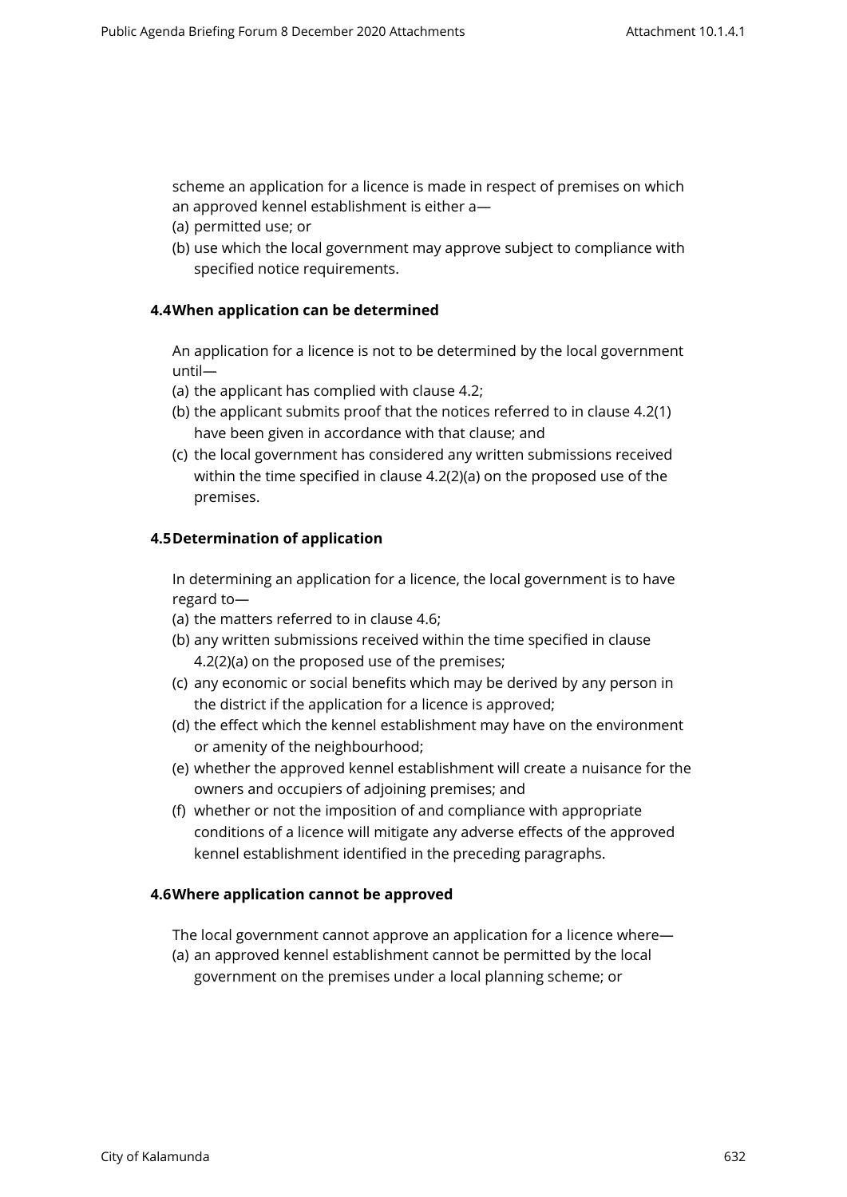scheme an application for a licence is made in respect of premises on which an approved kennel establishment is either a—

(a) permitted use; or
(b) use which the local government may approve subject to compliance with specified notice requirements.

### 4.4 When application can be determined

An application for a licence is not to be determined by the local government until—

(a) the applicant has complied with clause 4.2;
(b) the applicant submits proof that the notices referred to in clause 4.2(1) have been given in accordance with that clause; and
(c) the local government has considered any written submissions received within the time specified in clause 4.2(2)(a) on the proposed use of the premises.

### 4.5 Determination of application

In determining an application for a licence, the local government is to have regard to—

(a) the matters referred to in clause 4.6;
(b) any written submissions received within the time specified in clause 4.2(2)(a) on the proposed use of the premises;
(c) any economic or social benefits which may be derived by any person in the district if the application for a licence is approved;
(d) the effect which the kennel establishment may have on the environment or amenity of the neighbourhood;
(e) whether the approved kennel establishment will create a nuisance for the owners and occupiers of adjoining premises; and
(f) whether or not the imposition of and compliance with appropriate conditions of a licence will mitigate any adverse effects of the approved kennel establishment identified in the preceding paragraphs.

### 4.6 Where application cannot be approved

The local government cannot approve an application for a licence where—

(a) an approved kennel establishment cannot be permitted by the local government on the premises under a local planning scheme; or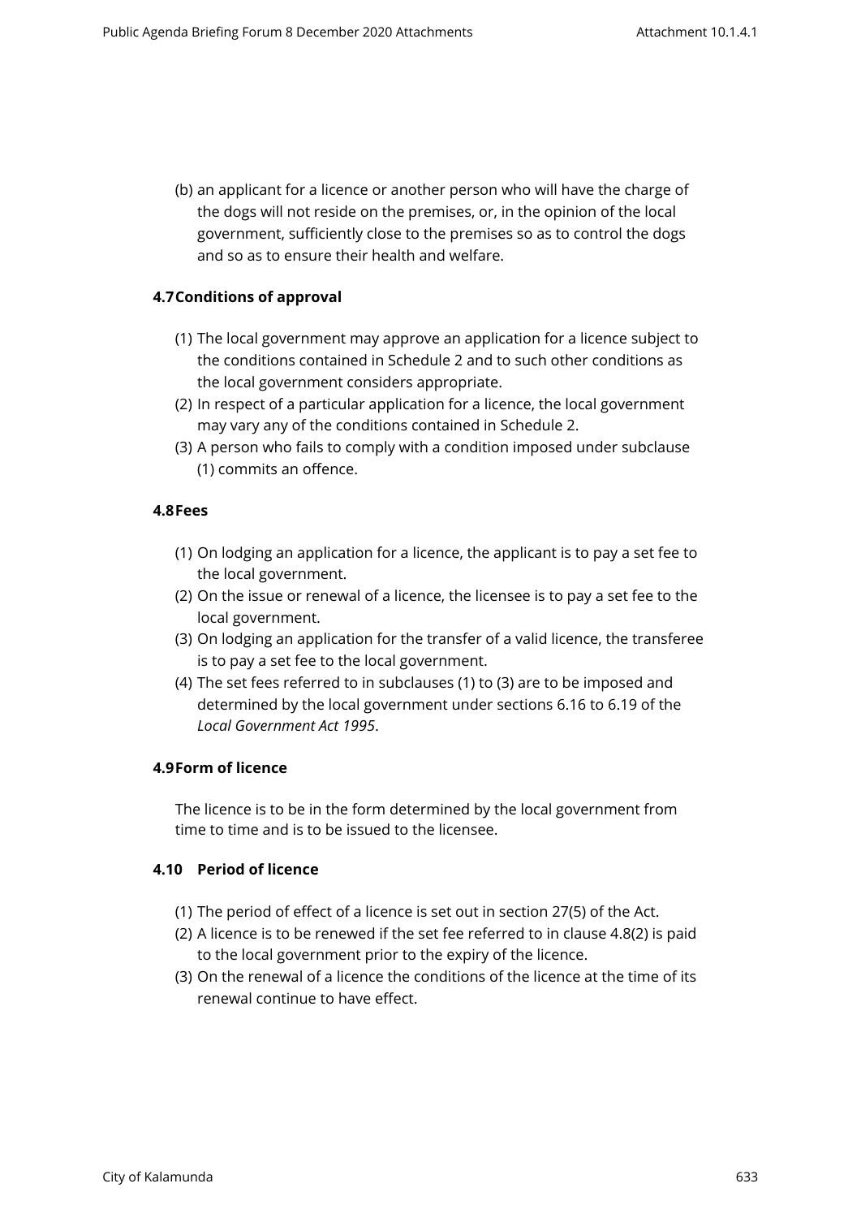(b) an applicant for a licence or another person who will have the charge of the dogs will not reside on the premises, or, in the opinion of the local government, sufficiently close to the premises so as to control the dogs and so as to ensure their health and welfare.

### 4.7 Conditions of approval

(1) The local government may approve an application for a licence subject to the conditions contained in Schedule 2 and to such other conditions as the local government considers appropriate.

(2) In respect of a particular application for a licence, the local government may vary any of the conditions contained in Schedule 2.

(3) A person who fails to comply with a condition imposed under subclause (1) commits an offence.

### 4.8 Fees

(1) On lodging an application for a licence, the applicant is to pay a set fee to the local government.

(2) On the issue or renewal of a licence, the licensee is to pay a set fee to the local government.

(3) On lodging an application for the transfer of a valid licence, the transferee is to pay a set fee to the local government.

(4) The set fees referred to in subclauses (1) to (3) are to be imposed and determined by the local government under sections 6.16 to 6.19 of the *Local Government Act 1995*.

### 4.9 Form of licence

The licence is to be in the form determined by the local government from time to time and is to be issued to the licensee.

### 4.10 Period of licence

(1) The period of effect of a licence is set out in section 27(5) of the Act.

(2) A licence is to be renewed if the set fee referred to in clause 4.8(2) is paid to the local government prior to the expiry of the licence.

(3) On the renewal of a licence the conditions of the licence at the time of its renewal continue to have effect.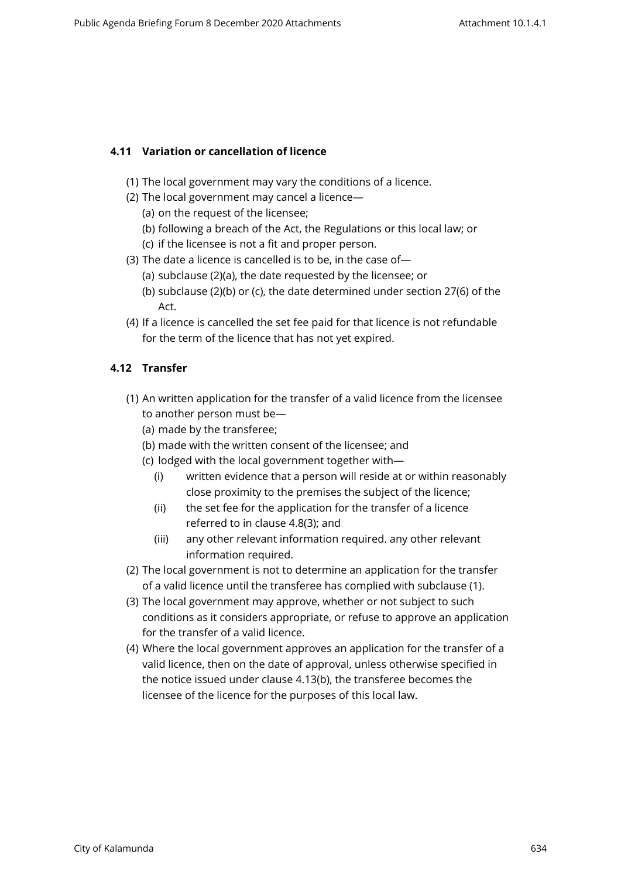### 4.11 Variation or cancellation of licence

(1) The local government may vary the conditions of a licence.

(2) The local government may cancel a licence—

(a) on the request of the licensee;

(b) following a breach of the Act, the Regulations or this local law; or

(c) if the licensee is not a fit and proper person.

(3) The date a licence is cancelled is to be, in the case of—

(a) subclause (2)(a), the date requested by the licensee; or

(b) subclause (2)(b) or (c), the date determined under section 27(6) of the Act.

(4) If a licence is cancelled the set fee paid for that licence is not refundable for the term of the licence that has not yet expired.

### 4.12 Transfer

(1) An written application for the transfer of a valid licence from the licensee to another person must be—

(a) made by the transferee;

(b) made with the written consent of the licensee; and

(c) lodged with the local government together with—

(i) written evidence that a person will reside at or within reasonably close proximity to the premises the subject of the licence;

(ii) the set fee for the application for the transfer of a licence referred to in clause 4.8(3); and

(iii) any other relevant information required. any other relevant information required.

(2) The local government is not to determine an application for the transfer of a valid licence until the transferee has complied with subclause (1).

(3) The local government may approve, whether or not subject to such conditions as it considers appropriate, or refuse to approve an application for the transfer of a valid licence.

(4) Where the local government approves an application for the transfer of a valid licence, then on the date of approval, unless otherwise specified in the notice issued under clause 4.13(b), the transferee becomes the licensee of the licence for the purposes of this local law.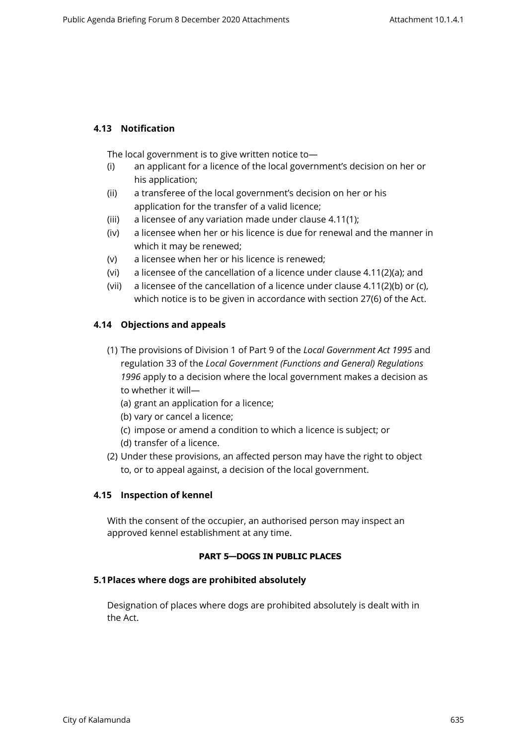### 4.13 Notification

The local government is to give written notice to—

- (i) an applicant for a licence of the local government's decision on her or his application;
- (ii) a transferee of the local government's decision on her or his application for the transfer of a valid licence;
- (iii) a licensee of any variation made under clause 4.11(1);
- (iv) a licensee when her or his licence is due for renewal and the manner in which it may be renewed;
- (v) a licensee when her or his licence is renewed;
- (vi) a licensee of the cancellation of a licence under clause 4.11(2)(a); and
- (vii) a licensee of the cancellation of a licence under clause 4.11(2)(b) or (c), which notice is to be given in accordance with section 27(6) of the Act.

### 4.14 Objections and appeals

(1) The provisions of Division 1 of Part 9 of the *Local Government Act 1995* and regulation 33 of the *Local Government (Functions and General) Regulations 1996* apply to a decision where the local government makes a decision as to whether it will—

- (a) grant an application for a licence;
- (b) vary or cancel a licence;
- (c) impose or amend a condition to which a licence is subject; or
- (d) transfer of a licence.

(2) Under these provisions, an affected person may have the right to object to, or to appeal against, a decision of the local government.

### 4.15 Inspection of kennel

With the consent of the occupier, an authorised person may inspect an approved kennel establishment at any time.

## PART 5—DOGS IN PUBLIC PLACES

### 5.1 Places where dogs are prohibited absolutely

Designation of places where dogs are prohibited absolutely is dealt with in the Act.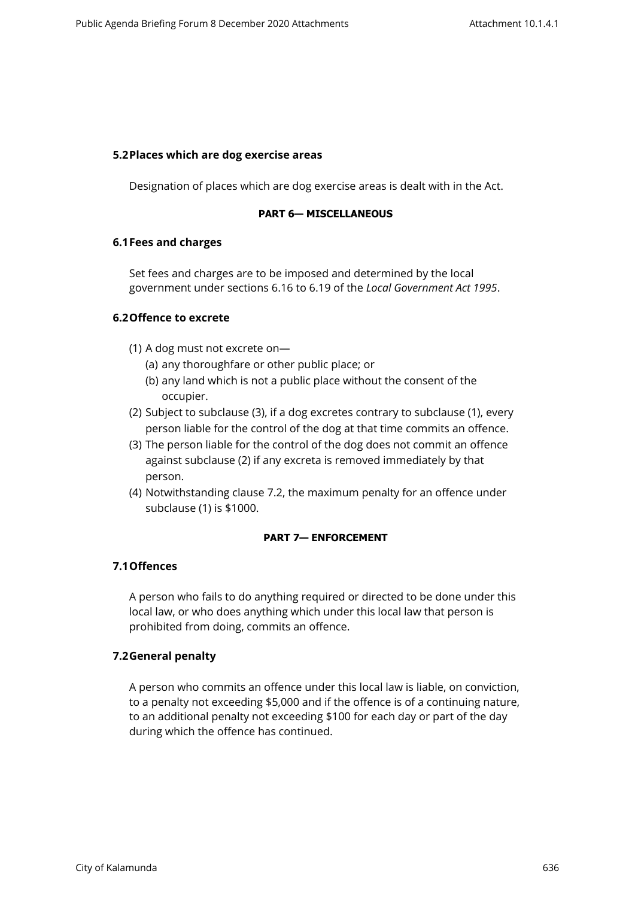### 5.2 Places which are dog exercise areas

Designation of places which are dog exercise areas is dealt with in the Act.

## PART 6— MISCELLANEOUS

### 6.1 Fees and charges

Set fees and charges are to be imposed and determined by the local government under sections 6.16 to 6.19 of the *Local Government Act 1995*.

### 6.2 Offence to excrete

(1) A dog must not excrete on—
   (a) any thoroughfare or other public place; or
   (b) any land which is not a public place without the consent of the occupier.

(2) Subject to subclause (3), if a dog excretes contrary to subclause (1), every person liable for the control of the dog at that time commits an offence.

(3) The person liable for the control of the dog does not commit an offence against subclause (2) if any excreta is removed immediately by that person.

(4) Notwithstanding clause 7.2, the maximum penalty for an offence under subclause (1) is $1000.

## PART 7— ENFORCEMENT

### 7.1 Offences

A person who fails to do anything required or directed to be done under this local law, or who does anything which under this local law that person is prohibited from doing, commits an offence.

### 7.2 General penalty

A person who commits an offence under this local law is liable, on conviction, to a penalty not exceeding $5,000 and if the offence is of a continuing nature, to an additional penalty not exceeding $100 for each day or part of the day during which the offence has continued.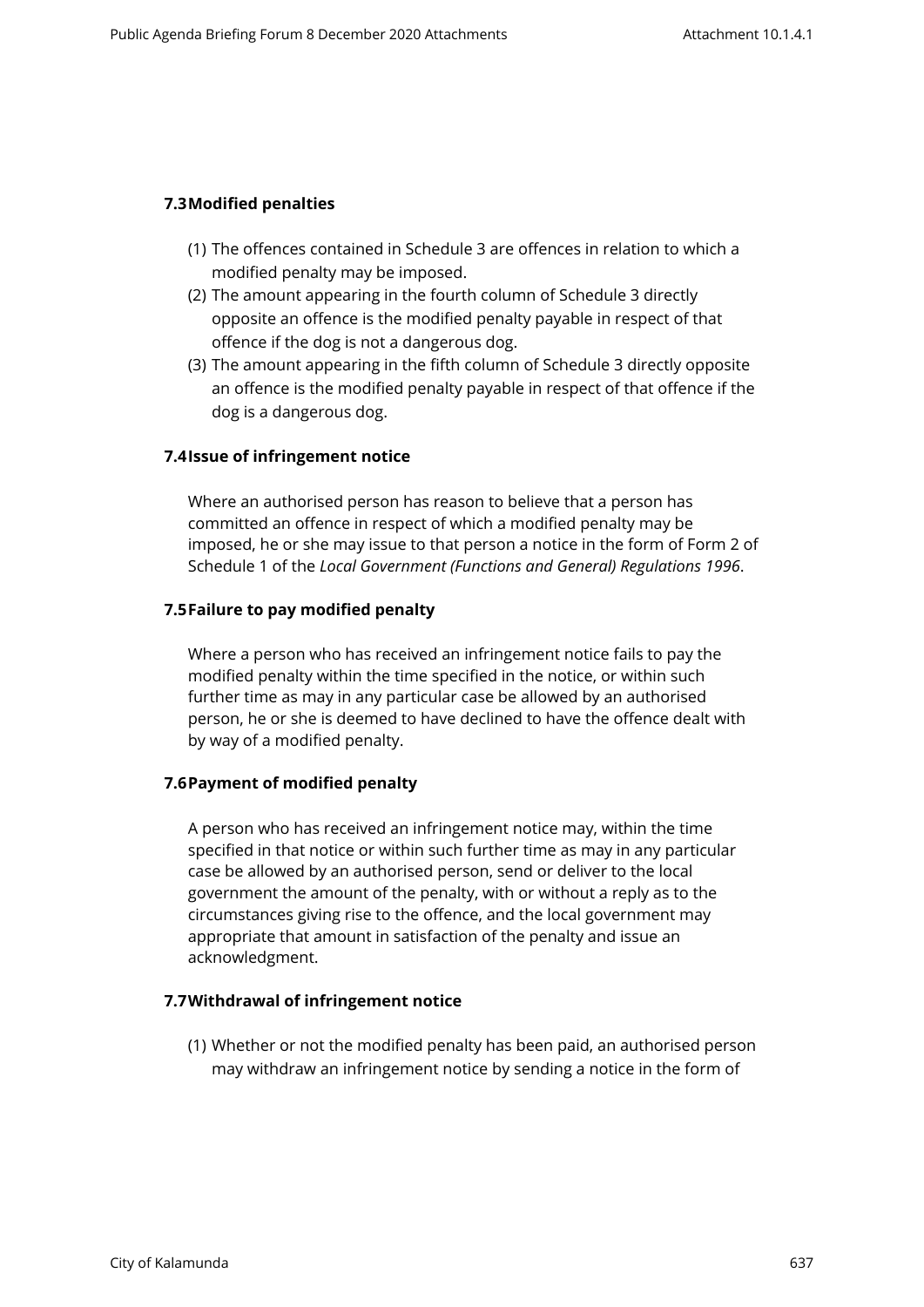### 7.3 Modified penalties

(1) The offences contained in Schedule 3 are offences in relation to which a modified penalty may be imposed.

(2) The amount appearing in the fourth column of Schedule 3 directly opposite an offence is the modified penalty payable in respect of that offence if the dog is not a dangerous dog.

(3) The amount appearing in the fifth column of Schedule 3 directly opposite an offence is the modified penalty payable in respect of that offence if the dog is a dangerous dog.

### 7.4 Issue of infringement notice

Where an authorised person has reason to believe that a person has committed an offence in respect of which a modified penalty may be imposed, he or she may issue to that person a notice in the form of Form 2 of Schedule 1 of the *Local Government (Functions and General) Regulations 1996*.

### 7.5 Failure to pay modified penalty

Where a person who has received an infringement notice fails to pay the modified penalty within the time specified in the notice, or within such further time as may in any particular case be allowed by an authorised person, he or she is deemed to have declined to have the offence dealt with by way of a modified penalty.

### 7.6 Payment of modified penalty

A person who has received an infringement notice may, within the time specified in that notice or within such further time as may in any particular case be allowed by an authorised person, send or deliver to the local government the amount of the penalty, with or without a reply as to the circumstances giving rise to the offence, and the local government may appropriate that amount in satisfaction of the penalty and issue an acknowledgment.

### 7.7 Withdrawal of infringement notice

(1) Whether or not the modified penalty has been paid, an authorised person may withdraw an infringement notice by sending a notice in the form of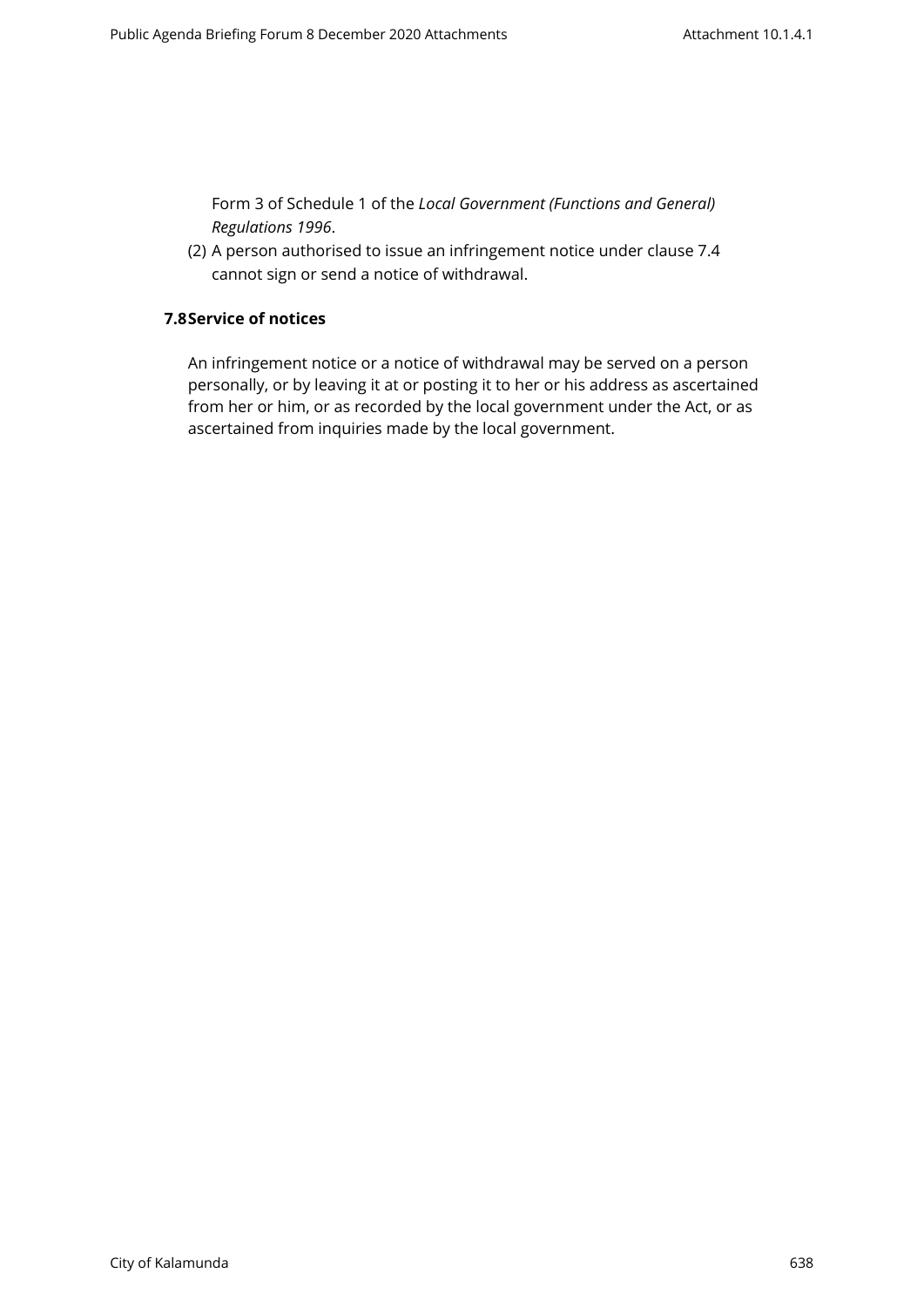Form 3 of Schedule 1 of the *Local Government (Functions and General) Regulations 1996*.

(2) A person authorised to issue an infringement notice under clause 7.4 cannot sign or send a notice of withdrawal.

### 7.8 Service of notices

An infringement notice or a notice of withdrawal may be served on a person personally, or by leaving it at or posting it to her or his address as ascertained from her or him, or as recorded by the local government under the Act, or as ascertained from inquiries made by the local government.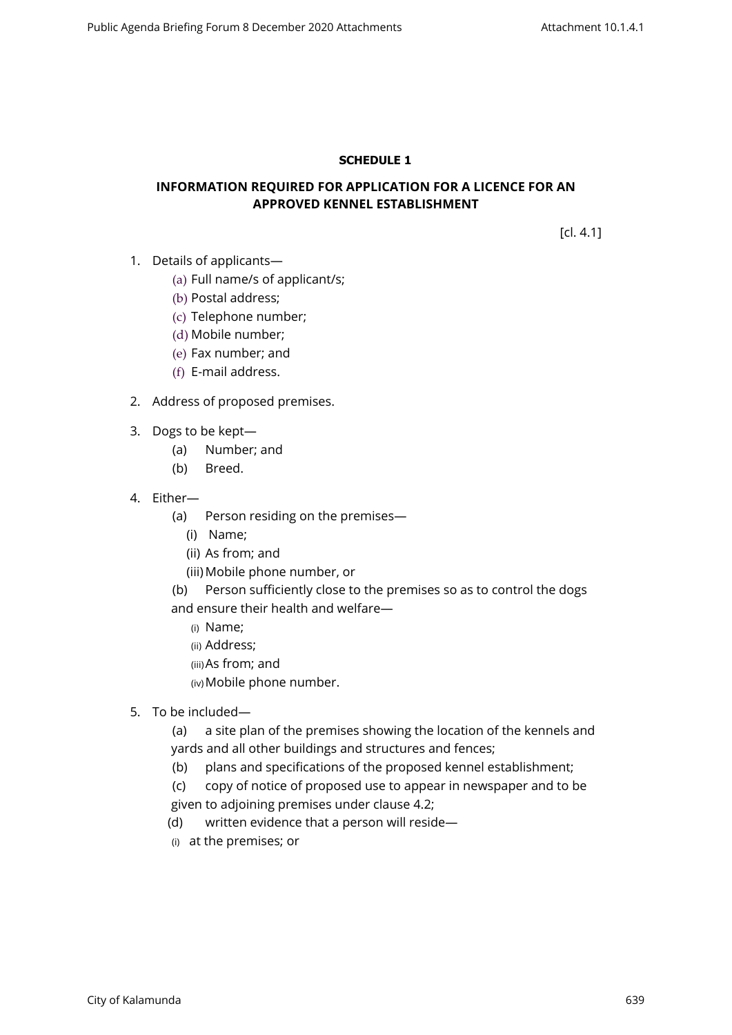**SCHEDULE 1**

**INFORMATION REQUIRED FOR APPLICATION FOR A LICENCE FOR AN APPROVED KENNEL ESTABLISHMENT**

[cl. 4.1]

1. Details of applicants—
   (a) Full name/s of applicant/s;
   (b) Postal address;
   (c) Telephone number;
   (d) Mobile number;
   (e) Fax number; and
   (f) E-mail address.

2. Address of proposed premises.

3. Dogs to be kept—
   (a) Number; and
   (b) Breed.

4. Either—
   (a) Person residing on the premises—
      (i) Name;
      (ii) As from; and
      (iii) Mobile phone number, or
   (b) Person sufficiently close to the premises so as to control the dogs and ensure their health and welfare—
      (i) Name;
      (ii) Address;
      (iii) As from; and
      (iv) Mobile phone number.

5. To be included—
   (a) a site plan of the premises showing the location of the kennels and yards and all other buildings and structures and fences;
   (b) plans and specifications of the proposed kennel establishment;
   (c) copy of notice of proposed use to appear in newspaper and to be given to adjoining premises under clause 4.2;
   (d) written evidence that a person will reside—
      (i) at the premises; or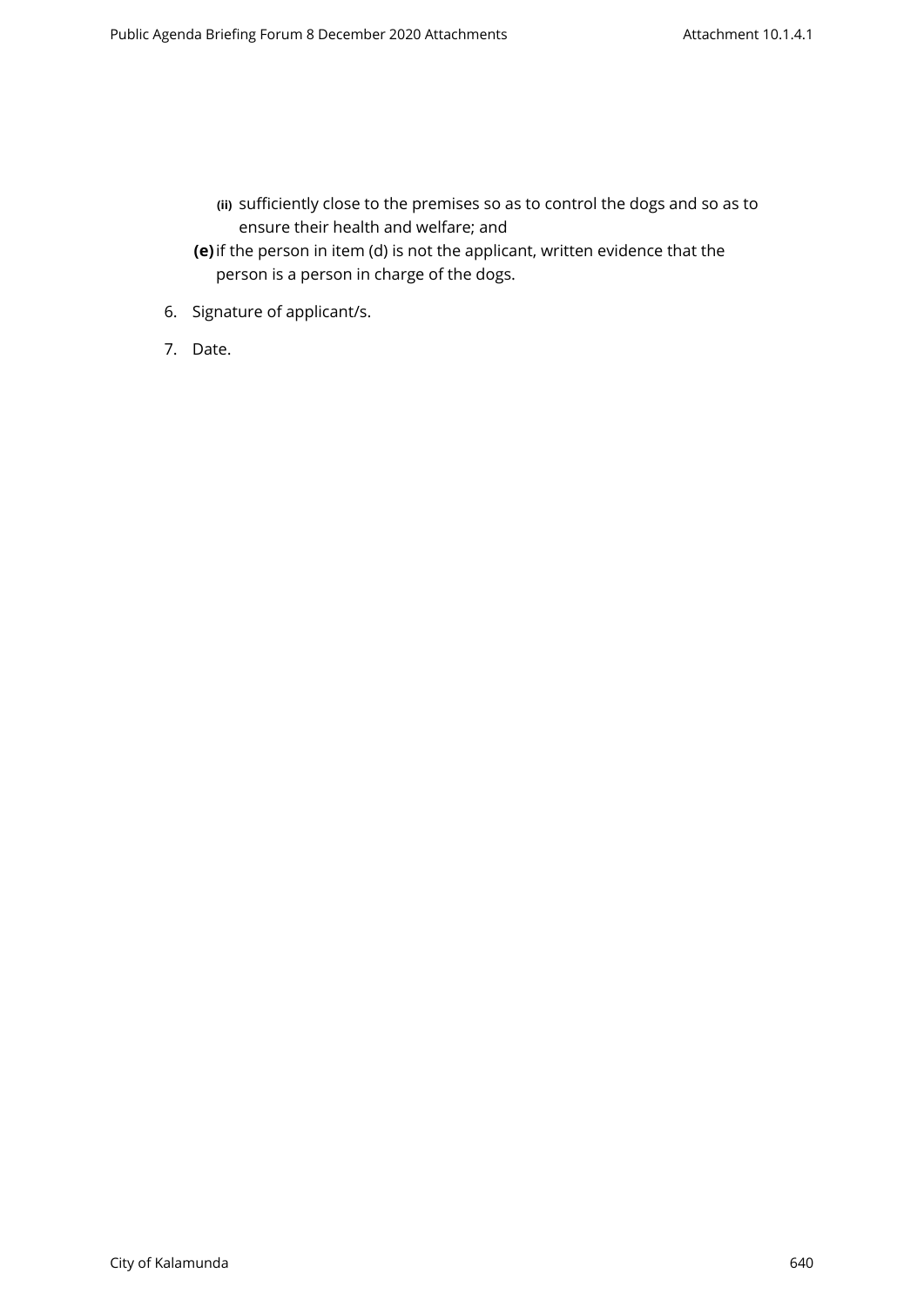- **(ii)** sufficiently close to the premises so as to control the dogs and so as to ensure their health and welfare; and

**(e)** if the person in item (d) is not the applicant, written evidence that the person is a person in charge of the dogs.

6. Signature of applicant/s.

7. Date.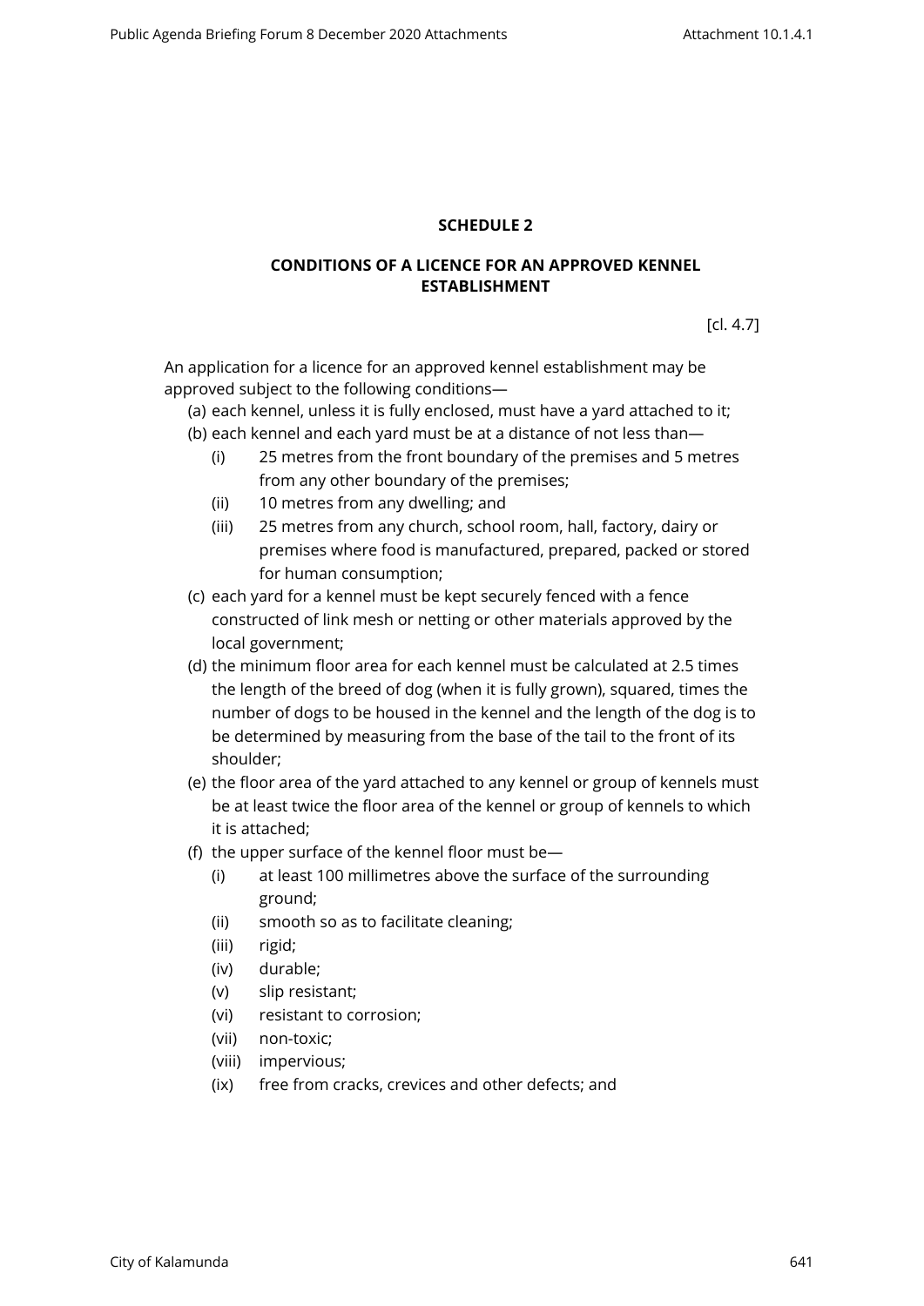## SCHEDULE 2

## CONDITIONS OF A LICENCE FOR AN APPROVED KENNEL ESTABLISHMENT

[cl. 4.7]

An application for a licence for an approved kennel establishment may be approved subject to the following conditions—

(a) each kennel, unless it is fully enclosed, must have a yard attached to it;

(b) each kennel and each yard must be at a distance of not less than—

  (i) 25 metres from the front boundary of the premises and 5 metres from any other boundary of the premises;

  (ii) 10 metres from any dwelling; and

  (iii) 25 metres from any church, school room, hall, factory, dairy or premises where food is manufactured, prepared, packed or stored for human consumption;

(c) each yard for a kennel must be kept securely fenced with a fence constructed of link mesh or netting or other materials approved by the local government;

(d) the minimum floor area for each kennel must be calculated at 2.5 times the length of the breed of dog (when it is fully grown), squared, times the number of dogs to be housed in the kennel and the length of the dog is to be determined by measuring from the base of the tail to the front of its shoulder;

(e) the floor area of the yard attached to any kennel or group of kennels must be at least twice the floor area of the kennel or group of kennels to which it is attached;

(f) the upper surface of the kennel floor must be—

  (i) at least 100 millimetres above the surface of the surrounding ground;

  (ii) smooth so as to facilitate cleaning;

  (iii) rigid;

  (iv) durable;

  (v) slip resistant;

  (vi) resistant to corrosion;

  (vii) non-toxic;

  (viii) impervious;

  (ix) free from cracks, crevices and other defects; and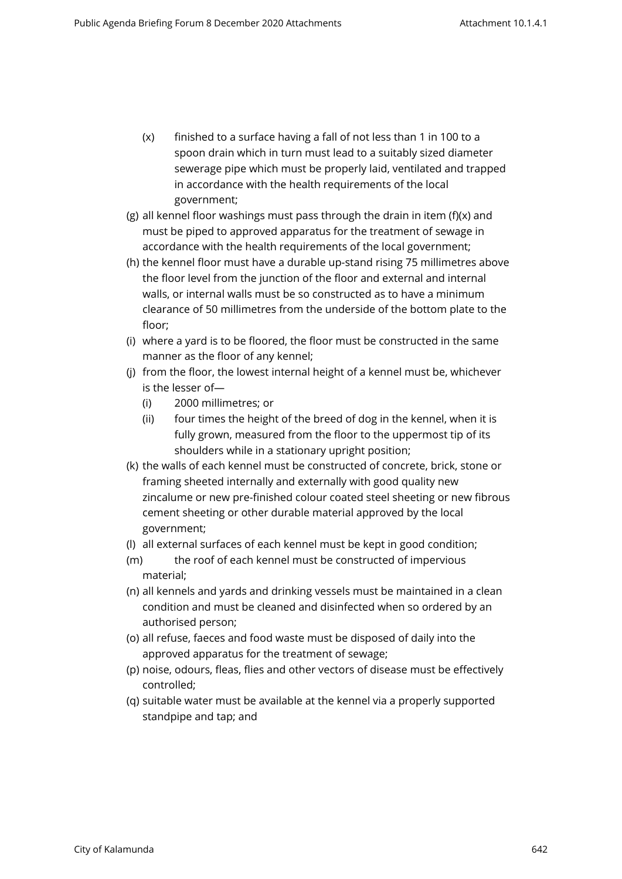(x) finished to a surface having a fall of not less than 1 in 100 to a spoon drain which in turn must lead to a suitably sized diameter sewerage pipe which must be properly laid, ventilated and trapped in accordance with the health requirements of the local government;

(g) all kennel floor washings must pass through the drain in item (f)(x) and must be piped to approved apparatus for the treatment of sewage in accordance with the health requirements of the local government;

(h) the kennel floor must have a durable up-stand rising 75 millimetres above the floor level from the junction of the floor and external and internal walls, or internal walls must be so constructed as to have a minimum clearance of 50 millimetres from the underside of the bottom plate to the floor;

(i) where a yard is to be floored, the floor must be constructed in the same manner as the floor of any kennel;

(j) from the floor, the lowest internal height of a kennel must be, whichever is the lesser of—

  (i) 2000 millimetres; or

  (ii) four times the height of the breed of dog in the kennel, when it is fully grown, measured from the floor to the uppermost tip of its shoulders while in a stationary upright position;

(k) the walls of each kennel must be constructed of concrete, brick, stone or framing sheeted internally and externally with good quality new zincalume or new pre-finished colour coated steel sheeting or new fibrous cement sheeting or other durable material approved by the local government;

(l) all external surfaces of each kennel must be kept in good condition;

(m) the roof of each kennel must be constructed of impervious material;

(n) all kennels and yards and drinking vessels must be maintained in a clean condition and must be cleaned and disinfected when so ordered by an authorised person;

(o) all refuse, faeces and food waste must be disposed of daily into the approved apparatus for the treatment of sewage;

(p) noise, odours, fleas, flies and other vectors of disease must be effectively controlled;

(q) suitable water must be available at the kennel via a properly supported standpipe and tap; and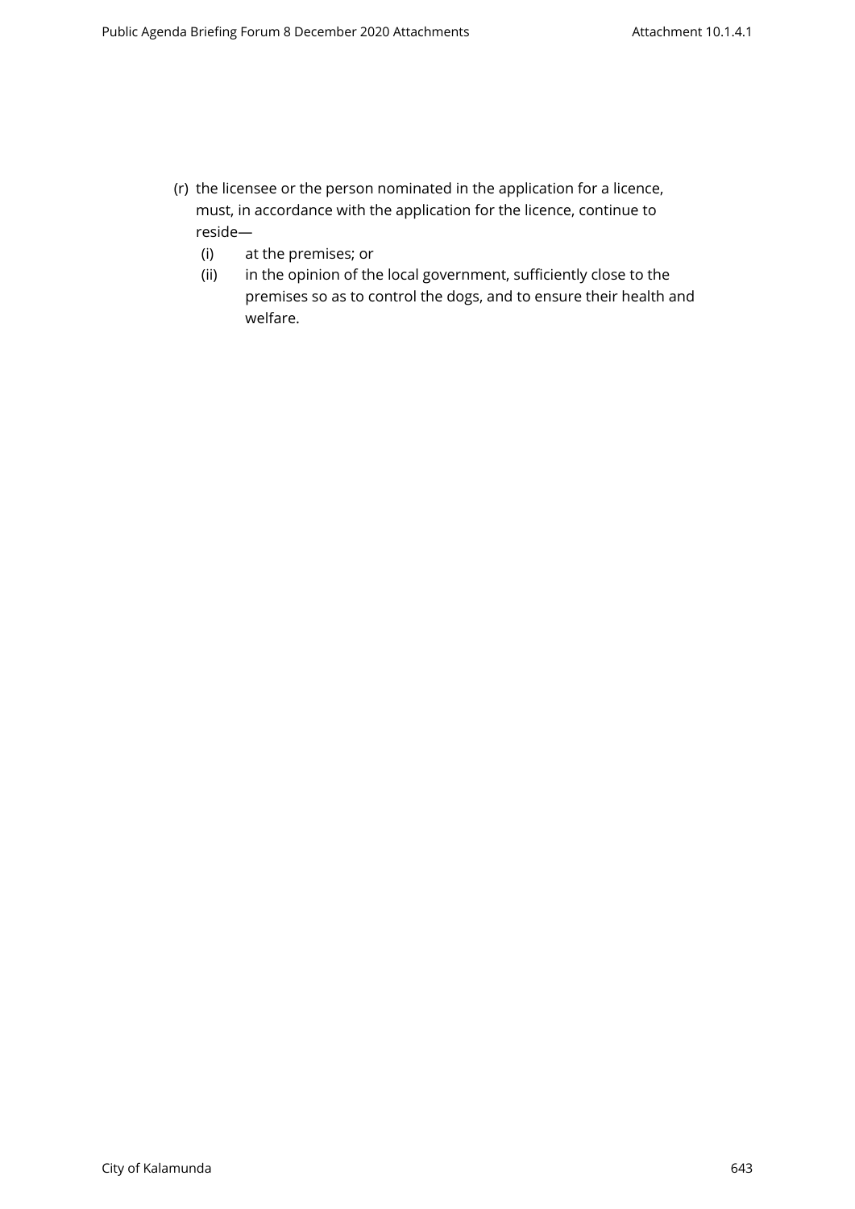(r) the licensee or the person nominated in the application for a licence, must, in accordance with the application for the licence, continue to reside—

   (i) at the premises; or
   (ii) in the opinion of the local government, sufficiently close to the premises so as to control the dogs, and to ensure their health and welfare.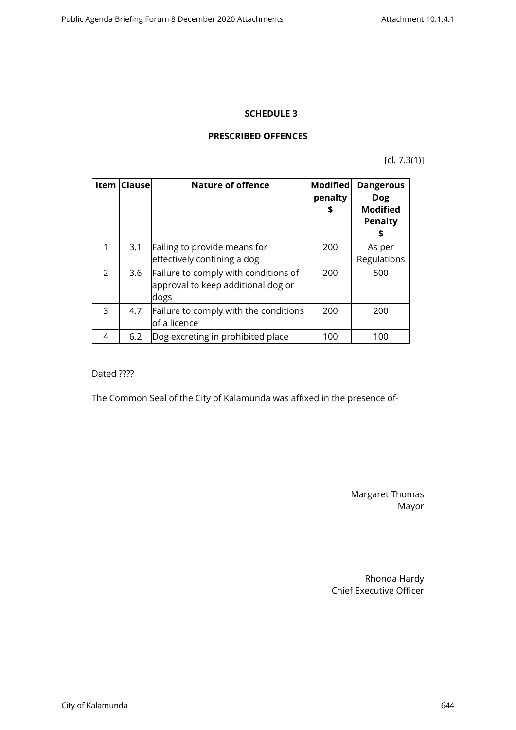## SCHEDULE 3

## PRESCRIBED OFFENCES

[cl. 7.3(1)]

| Item | Clause | Nature of offence | Modified penalty $ | Dangerous Dog Modified Penalty $ |
|---|---|---|---|---|
| 1 | 3.1 | Failing to provide means for effectively confining a dog | 200 | As per Regulations |
| 2 | 3.6 | Failure to comply with conditions of approval to keep additional dog or dogs | 200 | 500 |
| 3 | 4.7 | Failure to comply with the conditions of a licence | 200 | 200 |
| 4 | 6.2 | Dog excreting in prohibited place | 100 | 100 |

Dated ????

The Common Seal of the City of Kalamunda was affixed in the presence of-

Margaret Thomas
Mayor

Rhonda Hardy
Chief Executive Officer